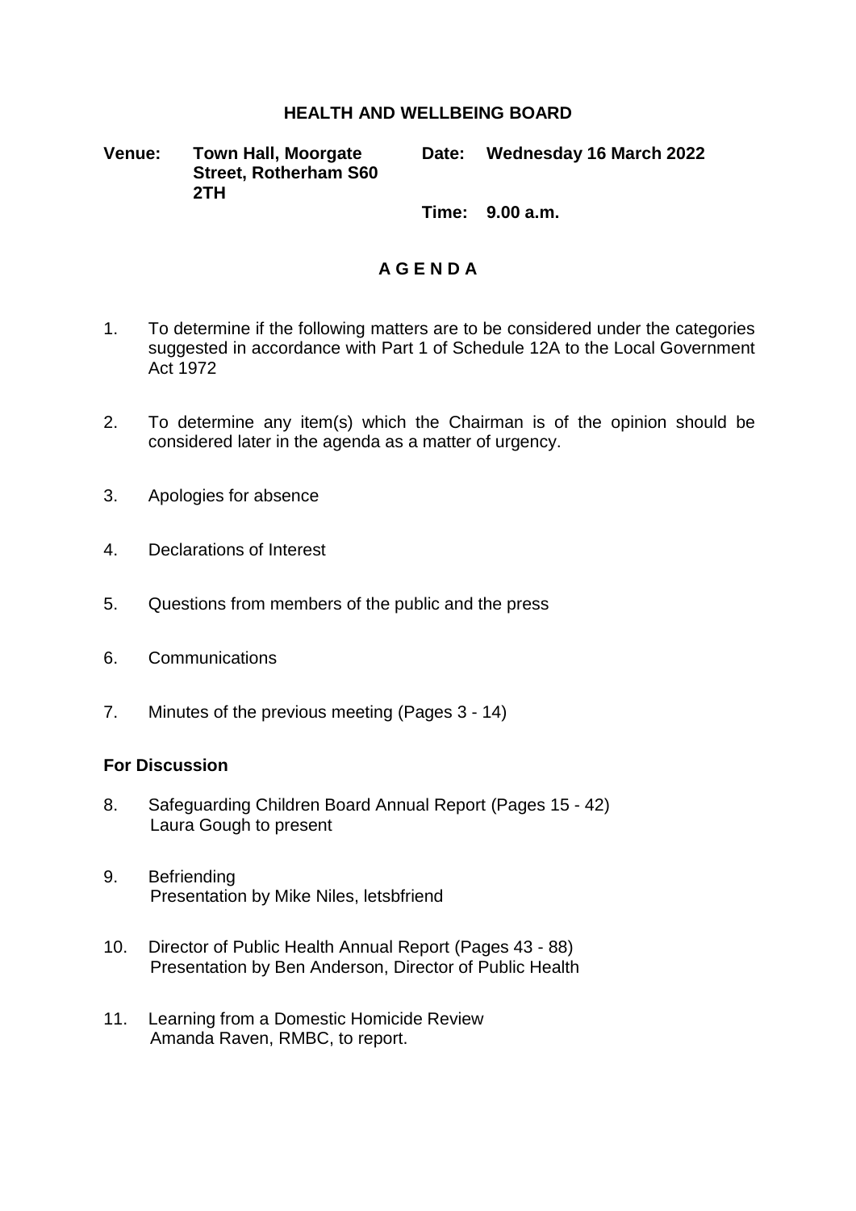# HEALTH AND WELLBEING BOARD

**Venue:** **Town Hall, Moorgate Street, Rotherham S60 2TH**

**Date:** **Wednesday 16 March 2022**

**Time:** **9.00 a.m.**

## A G E N D A

1. To determine if the following matters are to be considered under the categories suggested in accordance with Part 1 of Schedule 12A to the Local Government Act 1972

2. To determine any item(s) which the Chairman is of the opinion should be considered later in the agenda as a matter of urgency.

3. Apologies for absence

4. Declarations of Interest

5. Questions from members of the public and the press

6. Communications

7. Minutes of the previous meeting (Pages 3 - 14)

**For Discussion**

8. Safeguarding Children Board Annual Report (Pages 15 - 42)
   Laura Gough to present

9. Befriending
   Presentation by Mike Niles, letsbfriend

10. Director of Public Health Annual Report (Pages 43 - 88)
    Presentation by Ben Anderson, Director of Public Health

11. Learning from a Domestic Homicide Review
    Amanda Raven, RMBC, to report.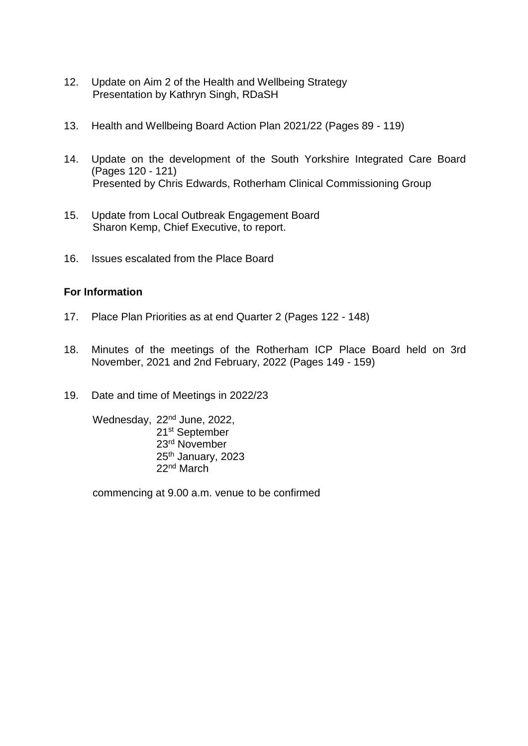12. Update on Aim 2 of the Health and Wellbeing Strategy
    Presentation by Kathryn Singh, RDaSH

13. Health and Wellbeing Board Action Plan 2021/22 (Pages 89 - 119)

14. Update on the development of the South Yorkshire Integrated Care Board (Pages 120 - 121)
    Presented by Chris Edwards, Rotherham Clinical Commissioning Group

15. Update from Local Outbreak Engagement Board
    Sharon Kemp, Chief Executive, to report.

16. Issues escalated from the Place Board

**For Information**

17. Place Plan Priorities as at end Quarter 2 (Pages 122 - 148)

18. Minutes of the meetings of the Rotherham ICP Place Board held on 3rd November, 2021 and 2nd February, 2022 (Pages 149 - 159)

19. Date and time of Meetings in 2022/23

    Wednesday, 22nd June, 2022,
    21st September
    23rd November
    25th January, 2023
    22nd March

    commencing at 9.00 a.m. venue to be confirmed